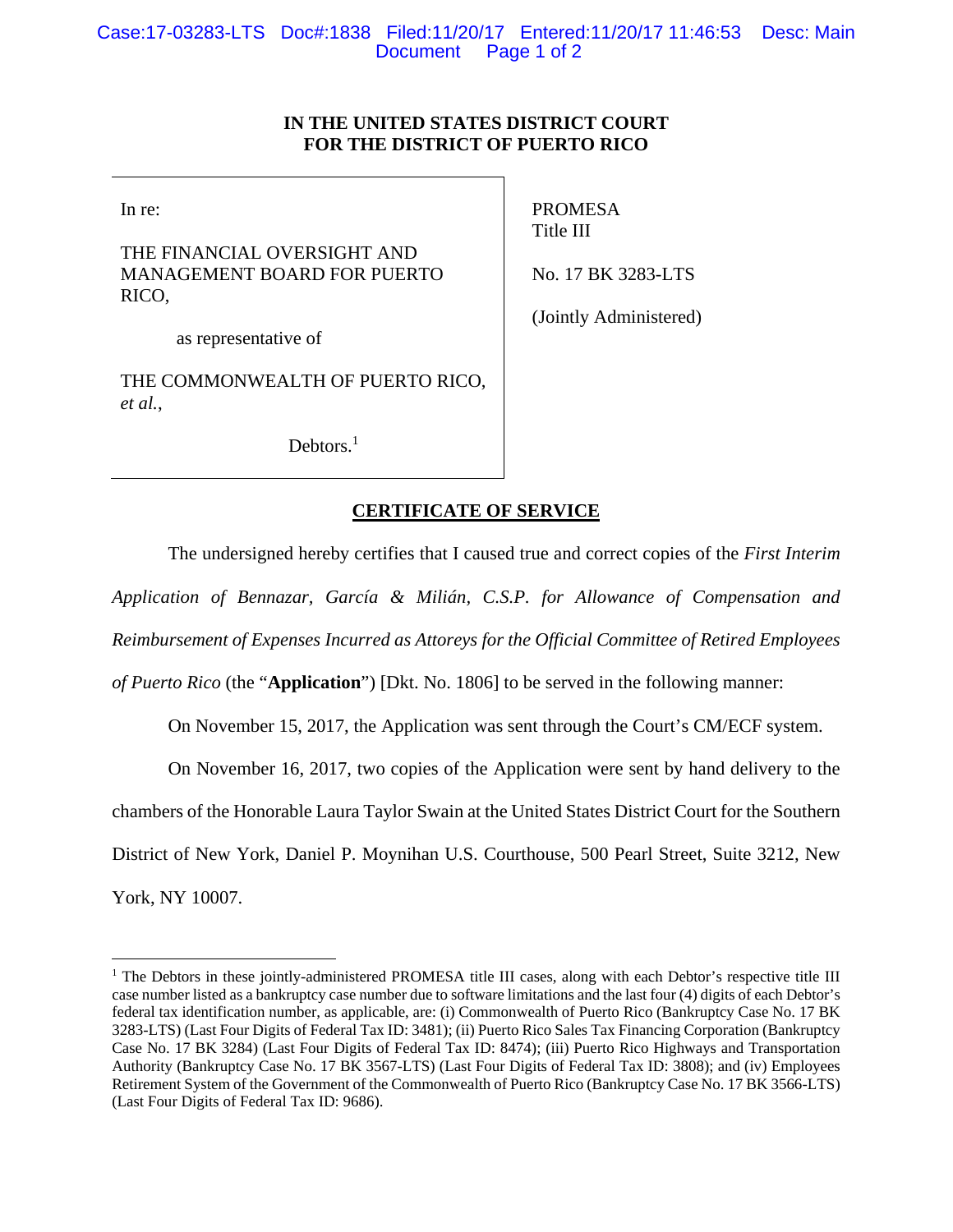**IN THE UNITED STATES DISTRICT COURT**
**FOR THE DISTRICT OF PUERTO RICO**

| | |
|---|---|
| In re:<br><br>THE FINANCIAL OVERSIGHT AND MANAGEMENT BOARD FOR PUERTO RICO,<br><br>as representative of<br><br>THE COMMONWEALTH OF PUERTO RICO, *et al.*,<br><br>Debtors.[1] | PROMESA<br>Title III<br><br>No. 17 BK 3283-LTS<br><br>(Jointly Administered) |

## CERTIFICATE OF SERVICE

The undersigned hereby certifies that I caused true and correct copies of the *First Interim Application of Bennazar, García & Milián, C.S.P. for Allowance of Compensation and Reimbursement of Expenses Incurred as Attoreys for the Official Committee of Retired Employees of Puerto Rico* (the "**Application**") [Dkt. No. 1806] to be served in the following manner:

On November 15, 2017, the Application was sent through the Court's CM/ECF system.

On November 16, 2017, two copies of the Application were sent by hand delivery to the chambers of the Honorable Laura Taylor Swain at the United States District Court for the Southern District of New York, Daniel P. Moynihan U.S. Courthouse, 500 Pearl Street, Suite 3212, New York, NY 10007.

---

[1] The Debtors in these jointly-administered PROMESA title III cases, along with each Debtor's respective title III case number listed as a bankruptcy case number due to software limitations and the last four (4) digits of each Debtor's federal tax identification number, as applicable, are: (i) Commonwealth of Puerto Rico (Bankruptcy Case No. 17 BK 3283-LTS) (Last Four Digits of Federal Tax ID: 3481); (ii) Puerto Rico Sales Tax Financing Corporation (Bankruptcy Case No. 17 BK 3284) (Last Four Digits of Federal Tax ID: 8474); (iii) Puerto Rico Highways and Transportation Authority (Bankruptcy Case No. 17 BK 3567-LTS) (Last Four Digits of Federal Tax ID: 3808); and (iv) Employees Retirement System of the Government of the Commonwealth of Puerto Rico (Bankruptcy Case No. 17 BK 3566-LTS) (Last Four Digits of Federal Tax ID: 9686).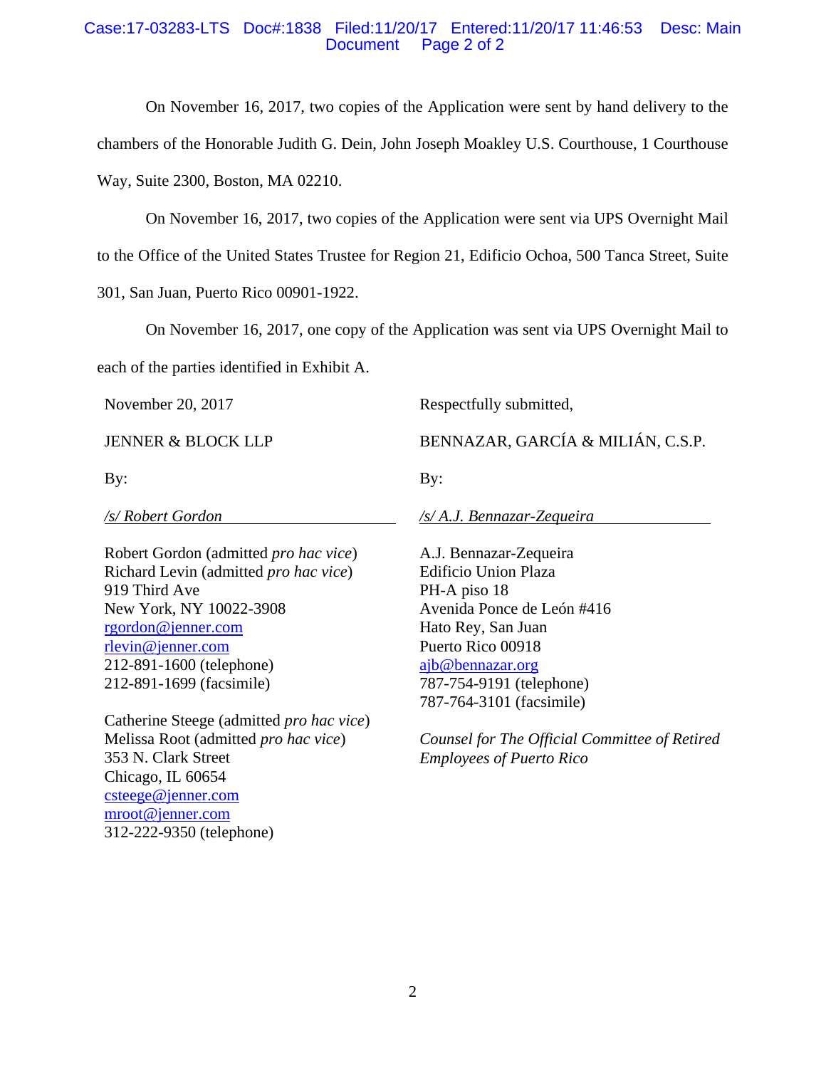On November 16, 2017, two copies of the Application were sent by hand delivery to the chambers of the Honorable Judith G. Dein, John Joseph Moakley U.S. Courthouse, 1 Courthouse Way, Suite 2300, Boston, MA 02210.

On November 16, 2017, two copies of the Application were sent via UPS Overnight Mail to the Office of the United States Trustee for Region 21, Edificio Ochoa, 500 Tanca Street, Suite 301, San Juan, Puerto Rico 00901-1922.

On November 16, 2017, one copy of the Application was sent via UPS Overnight Mail to each of the parties identified in Exhibit A.

November 20, 2017

Respectfully submitted,

JENNER & BLOCK LLP

By:

*/s/ Robert Gordon*

Robert Gordon (admitted *pro hac vice*)
Richard Levin (admitted *pro hac vice*)
919 Third Ave
New York, NY 10022-3908
rgordon@jenner.com
rlevin@jenner.com
212-891-1600 (telephone)
212-891-1699 (facsimile)

Catherine Steege (admitted *pro hac vice*)
Melissa Root (admitted *pro hac vice*)
353 N. Clark Street
Chicago, IL 60654
csteege@jenner.com
mroot@jenner.com
312-222-9350 (telephone)

BENNAZAR, GARCÍA & MILIÁN, C.S.P.

By:

*/s/ A.J. Bennazar-Zequeira*

A.J. Bennazar-Zequeira
Edificio Union Plaza
PH-A piso 18
Avenida Ponce de León #416
Hato Rey, San Juan
Puerto Rico 00918
ajb@bennazar.org
787-754-9191 (telephone)
787-764-3101 (facsimile)

*Counsel for The Official Committee of Retired Employees of Puerto Rico*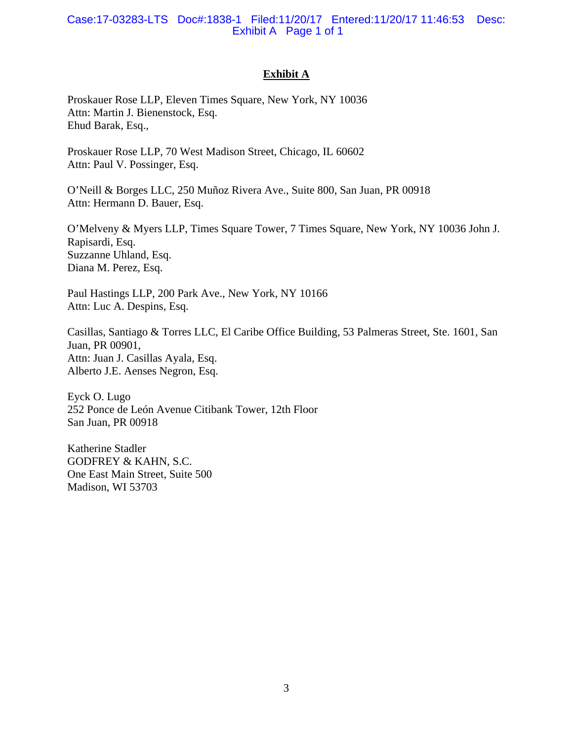# Exhibit A

Proskauer Rose LLP, Eleven Times Square, New York, NY 10036
Attn: Martin J. Bienenstock, Esq.
Ehud Barak, Esq.,

Proskauer Rose LLP, 70 West Madison Street, Chicago, IL 60602
Attn: Paul V. Possinger, Esq.

O'Neill & Borges LLC, 250 Muñoz Rivera Ave., Suite 800, San Juan, PR 00918
Attn: Hermann D. Bauer, Esq.

O'Melveny & Myers LLP, Times Square Tower, 7 Times Square, New York, NY 10036 John J. Rapisardi, Esq.
Suzzanne Uhland, Esq.
Diana M. Perez, Esq.

Paul Hastings LLP, 200 Park Ave., New York, NY 10166
Attn: Luc A. Despins, Esq.

Casillas, Santiago & Torres LLC, El Caribe Office Building, 53 Palmeras Street, Ste. 1601, San Juan, PR 00901,
Attn: Juan J. Casillas Ayala, Esq.
Alberto J.E. Aenses Negron, Esq.

Eyck O. Lugo
252 Ponce de León Avenue Citibank Tower, 12th Floor
San Juan, PR 00918

Katherine Stadler
GODFREY & KAHN, S.C.
One East Main Street, Suite 500
Madison, WI 53703